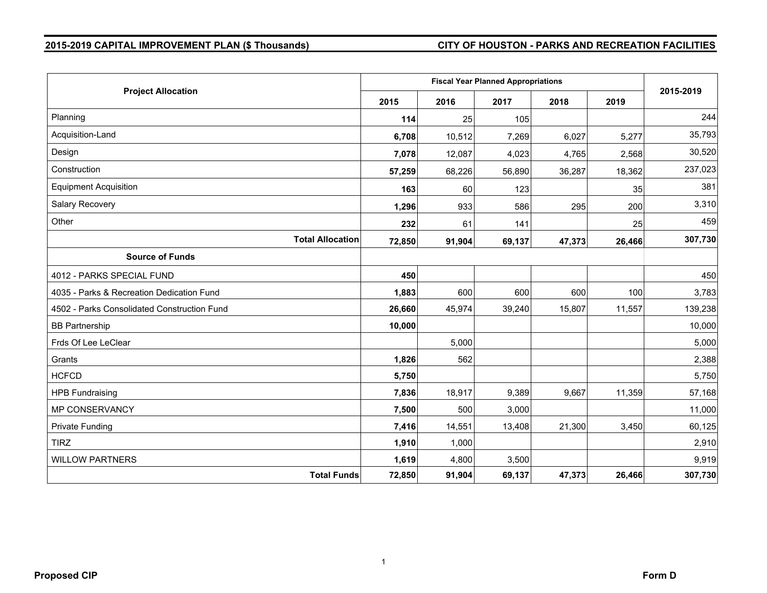## 2015-2019 CAPITAL IMPROVEMENT PLAN ($ Thousands)

## CITY OF HOUSTON - PARKS AND RECREATION FACILITIES

| Project Allocation | Fiscal Year Planned Appropriations | | | | | 2015-2019 |
|---|---|---|---|---|---|---|
| | 2015 | 2016 | 2017 | 2018 | 2019 | |
| Planning | **114** | 25 | 105 | | | 244 |
| Acquisition-Land | **6,708** | 10,512 | 7,269 | 6,027 | 5,277 | 35,793 |
| Design | **7,078** | 12,087 | 4,023 | 4,765 | 2,568 | 30,520 |
| Construction | **57,259** | 68,226 | 56,890 | 36,287 | 18,362 | 237,023 |
| Equipment Acquisition | **163** | 60 | 123 | | 35 | 381 |
| Salary Recovery | **1,296** | 933 | 586 | 295 | 200 | 3,310 |
| Other | **232** | 61 | 141 | | 25 | 459 |
| **Total Allocation** | **72,850** | **91,904** | **69,137** | **47,373** | **26,466** | **307,730** |
| **Source of Funds** | | | | | | |
| 4012 - PARKS SPECIAL FUND | **450** | | | | | 450 |
| 4035 - Parks & Recreation Dedication Fund | **1,883** | 600 | 600 | 600 | 100 | 3,783 |
| 4502 - Parks Consolidated Construction Fund | **26,660** | 45,974 | 39,240 | 15,807 | 11,557 | 139,238 |
| BB Partnership | **10,000** | | | | | 10,000 |
| Frds Of Lee LeClear | | 5,000 | | | | 5,000 |
| Grants | **1,826** | 562 | | | | 2,388 |
| HCFCD | **5,750** | | | | | 5,750 |
| HPB Fundraising | **7,836** | 18,917 | 9,389 | 9,667 | 11,359 | 57,168 |
| MP CONSERVANCY | **7,500** | 500 | 3,000 | | | 11,000 |
| Private Funding | **7,416** | 14,551 | 13,408 | 21,300 | 3,450 | 60,125 |
| TIRZ | **1,910** | 1,000 | | | | 2,910 |
| WILLOW PARTNERS | **1,619** | 4,800 | 3,500 | | | 9,919 |
| **Total Funds** | **72,850** | **91,904** | **69,137** | **47,373** | **26,466** | **307,730** |

**Proposed CIP**

**Form D**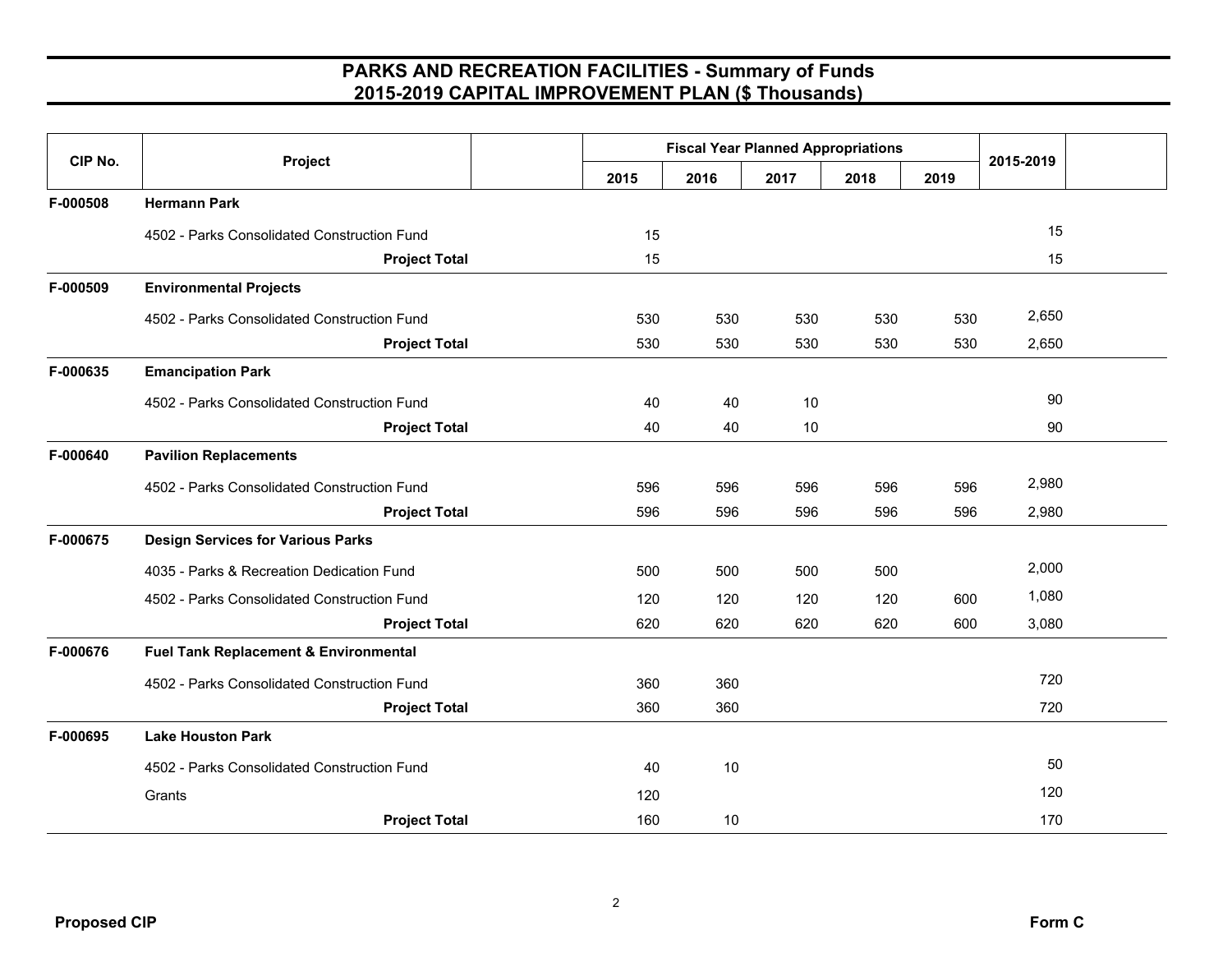# PARKS AND RECREATION FACILITIES - Summary of Funds
## 2015-2019 CAPITAL IMPROVEMENT PLAN ($ Thousands)

| CIP No. | Project | Fiscal Year Planned Appropriations 2015 | 2016 | 2017 | 2018 | 2019 | 2015-2019 |
|---|---|---|---|---|---|---|---|
| F-000508 | **Hermann Park** | | | | | | |
| | 4502 - Parks Consolidated Construction Fund | 15 | | | | | 15 |
| | **Project Total** | 15 | | | | | 15 |
| F-000509 | **Environmental Projects** | | | | | | |
| | 4502 - Parks Consolidated Construction Fund | 530 | 530 | 530 | 530 | 530 | 2,650 |
| | **Project Total** | 530 | 530 | 530 | 530 | 530 | 2,650 |
| F-000635 | **Emancipation Park** | | | | | | |
| | 4502 - Parks Consolidated Construction Fund | 40 | 40 | 10 | | | 90 |
| | **Project Total** | 40 | 40 | 10 | | | 90 |
| F-000640 | **Pavilion Replacements** | | | | | | |
| | 4502 - Parks Consolidated Construction Fund | 596 | 596 | 596 | 596 | 596 | 2,980 |
| | **Project Total** | 596 | 596 | 596 | 596 | 596 | 2,980 |
| F-000675 | **Design Services for Various Parks** | | | | | | |
| | 4035 - Parks & Recreation Dedication Fund | 500 | 500 | 500 | 500 | | 2,000 |
| | 4502 - Parks Consolidated Construction Fund | 120 | 120 | 120 | 120 | 600 | 1,080 |
| | **Project Total** | 620 | 620 | 620 | 620 | 600 | 3,080 |
| F-000676 | **Fuel Tank Replacement & Environmental** | | | | | | |
| | 4502 - Parks Consolidated Construction Fund | 360 | 360 | | | | 720 |
| | **Project Total** | 360 | 360 | | | | 720 |
| F-000695 | **Lake Houston Park** | | | | | | |
| | 4502 - Parks Consolidated Construction Fund | 40 | 10 | | | | 50 |
| | Grants | 120 | | | | | 120 |
| | **Project Total** | 160 | 10 | | | | 170 |

**Proposed CIP** **Form C**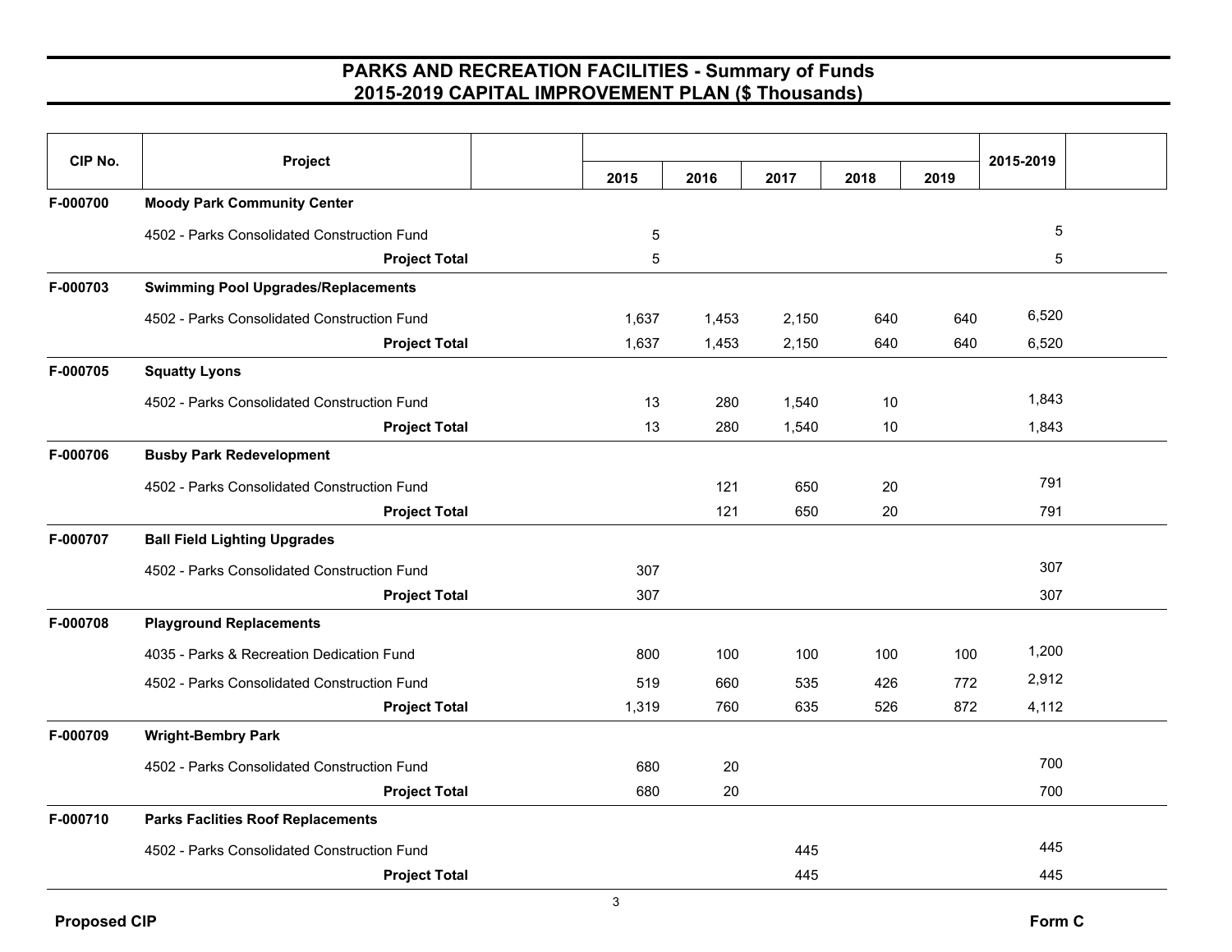# PARKS AND RECREATION FACILITIES - Summary of Funds
## 2015-2019 CAPITAL IMPROVEMENT PLAN ($ Thousands)

| CIP No. | Project | 2015 | 2016 | 2017 | 2018 | 2019 | 2015-2019 |
|---|---|---|---|---|---|---|---|
| F-000700 | **Moody Park Community Center** | | | | | | |
| | 4502 - Parks Consolidated Construction Fund | 5 | | | | | 5 |
| | **Project Total** | 5 | | | | | 5 |
| F-000703 | **Swimming Pool Upgrades/Replacements** | | | | | | |
| | 4502 - Parks Consolidated Construction Fund | 1,637 | 1,453 | 2,150 | 640 | 640 | 6,520 |
| | **Project Total** | 1,637 | 1,453 | 2,150 | 640 | 640 | 6,520 |
| F-000705 | **Squatty Lyons** | | | | | | |
| | 4502 - Parks Consolidated Construction Fund | 13 | 280 | 1,540 | 10 | | 1,843 |
| | **Project Total** | 13 | 280 | 1,540 | 10 | | 1,843 |
| F-000706 | **Busby Park Redevelopment** | | | | | | |
| | 4502 - Parks Consolidated Construction Fund | | 121 | 650 | 20 | | 791 |
| | **Project Total** | | 121 | 650 | 20 | | 791 |
| F-000707 | **Ball Field Lighting Upgrades** | | | | | | |
| | 4502 - Parks Consolidated Construction Fund | 307 | | | | | 307 |
| | **Project Total** | 307 | | | | | 307 |
| F-000708 | **Playground Replacements** | | | | | | |
| | 4035 - Parks & Recreation Dedication Fund | 800 | 100 | 100 | 100 | 100 | 1,200 |
| | 4502 - Parks Consolidated Construction Fund | 519 | 660 | 535 | 426 | 772 | 2,912 |
| | **Project Total** | 1,319 | 760 | 635 | 526 | 872 | 4,112 |
| F-000709 | **Wright-Bembry Park** | | | | | | |
| | 4502 - Parks Consolidated Construction Fund | 680 | 20 | | | | 700 |
| | **Project Total** | 680 | 20 | | | | 700 |
| F-000710 | **Parks Faclities Roof Replacements** | | | | | | |
| | 4502 - Parks Consolidated Construction Fund | | | 445 | | | 445 |
| | **Project Total** | | | 445 | | | 445 |

**Proposed CIP** **Form C**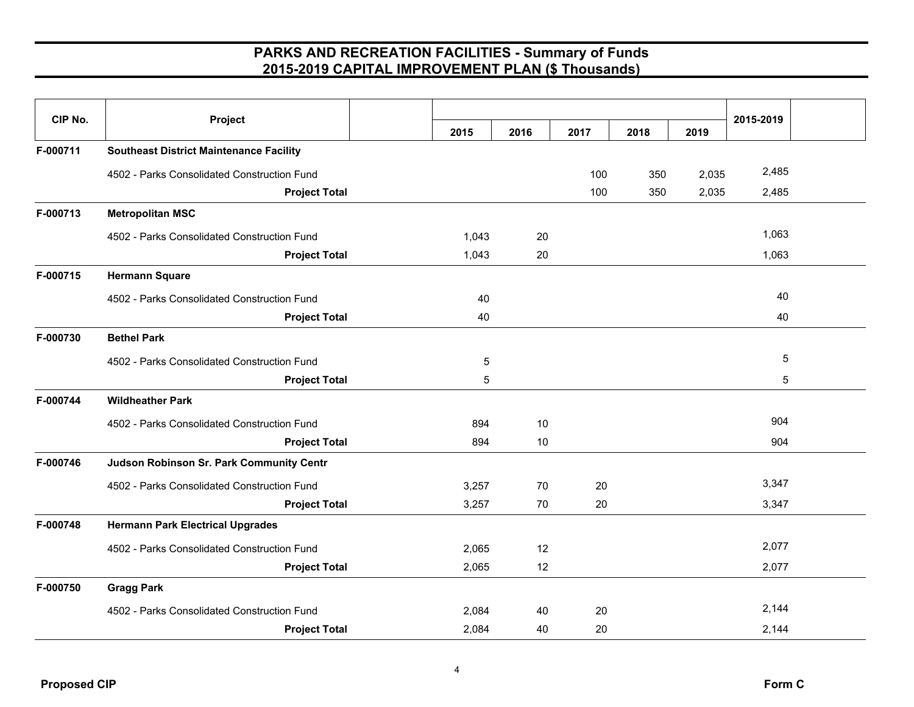# PARKS AND RECREATION FACILITIES - Summary of Funds
## 2015-2019 CAPITAL IMPROVEMENT PLAN ($ Thousands)

| CIP No. | Project | 2015 | 2016 | 2017 | 2018 | 2019 | 2015-2019 |
|---|---|---|---|---|---|---|---|
| F-000711 | **Southeast District Maintenance Facility** | | | | | | |
| | 4502 - Parks Consolidated Construction Fund | | | 100 | 350 | 2,035 | 2,485 |
| | **Project Total** | | | 100 | 350 | 2,035 | 2,485 |
| F-000713 | **Metropolitan MSC** | | | | | | |
| | 4502 - Parks Consolidated Construction Fund | 1,043 | 20 | | | | 1,063 |
| | **Project Total** | 1,043 | 20 | | | | 1,063 |
| F-000715 | **Hermann Square** | | | | | | |
| | 4502 - Parks Consolidated Construction Fund | 40 | | | | | 40 |
| | **Project Total** | 40 | | | | | 40 |
| F-000730 | **Bethel Park** | | | | | | |
| | 4502 - Parks Consolidated Construction Fund | 5 | | | | | 5 |
| | **Project Total** | 5 | | | | | 5 |
| F-000744 | **Wildheather Park** | | | | | | |
| | 4502 - Parks Consolidated Construction Fund | 894 | 10 | | | | 904 |
| | **Project Total** | 894 | 10 | | | | 904 |
| F-000746 | **Judson Robinson Sr. Park Community Centr** | | | | | | |
| | 4502 - Parks Consolidated Construction Fund | 3,257 | 70 | 20 | | | 3,347 |
| | **Project Total** | 3,257 | 70 | 20 | | | 3,347 |
| F-000748 | **Hermann Park Electrical Upgrades** | | | | | | |
| | 4502 - Parks Consolidated Construction Fund | 2,065 | 12 | | | | 2,077 |
| | **Project Total** | 2,065 | 12 | | | | 2,077 |
| F-000750 | **Gragg Park** | | | | | | |
| | 4502 - Parks Consolidated Construction Fund | 2,084 | 40 | 20 | | | 2,144 |
| | **Project Total** | 2,084 | 40 | 20 | | | 2,144 |

**Proposed CIP** **Form C**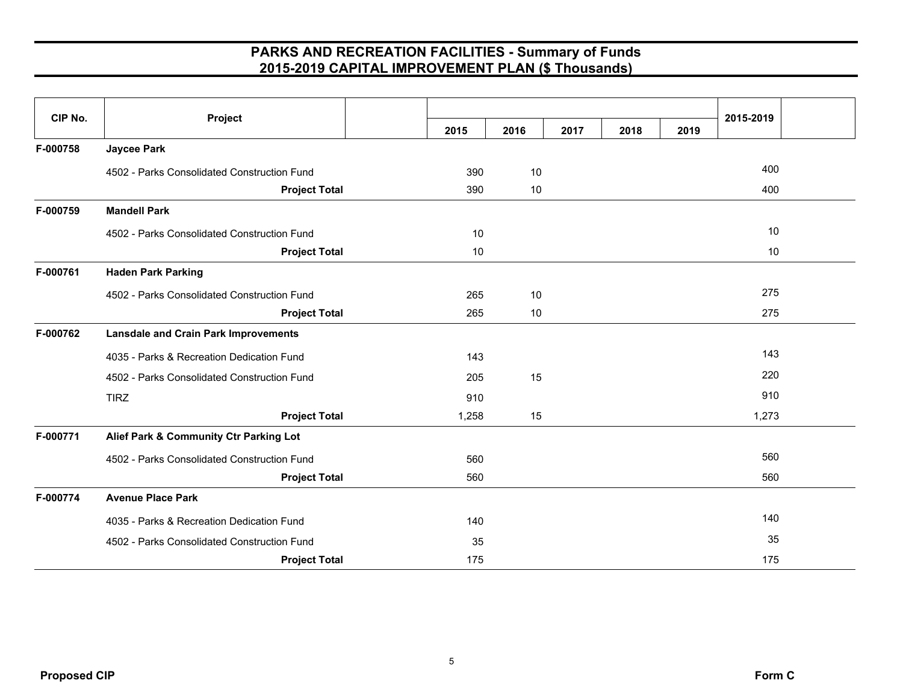# PARKS AND RECREATION FACILITIES - Summary of Funds
## 2015-2019 CAPITAL IMPROVEMENT PLAN ($ Thousands)

| CIP No. | Project | 2015 | 2016 | 2017 | 2018 | 2019 | 2015-2019 |
|---|---|---|---|---|---|---|---|
| F-000758 | **Jaycee Park** | | | | | | |
| | 4502 - Parks Consolidated Construction Fund | 390 | 10 | | | | 400 |
| | **Project Total** | 390 | 10 | | | | 400 |
| F-000759 | **Mandell Park** | | | | | | |
| | 4502 - Parks Consolidated Construction Fund | 10 | | | | | 10 |
| | **Project Total** | 10 | | | | | 10 |
| F-000761 | **Haden Park Parking** | | | | | | |
| | 4502 - Parks Consolidated Construction Fund | 265 | 10 | | | | 275 |
| | **Project Total** | 265 | 10 | | | | 275 |
| F-000762 | **Lansdale and Crain Park Improvements** | | | | | | |
| | 4035 - Parks & Recreation Dedication Fund | 143 | | | | | 143 |
| | 4502 - Parks Consolidated Construction Fund | 205 | 15 | | | | 220 |
| | TIRZ | 910 | | | | | 910 |
| | **Project Total** | 1,258 | 15 | | | | 1,273 |
| F-000771 | **Alief Park & Community Ctr Parking Lot** | | | | | | |
| | 4502 - Parks Consolidated Construction Fund | 560 | | | | | 560 |
| | **Project Total** | 560 | | | | | 560 |
| F-000774 | **Avenue Place Park** | | | | | | |
| | 4035 - Parks & Recreation Dedication Fund | 140 | | | | | 140 |
| | 4502 - Parks Consolidated Construction Fund | 35 | | | | | 35 |
| | **Project Total** | 175 | | | | | 175 |

**Proposed CIP** **Form C**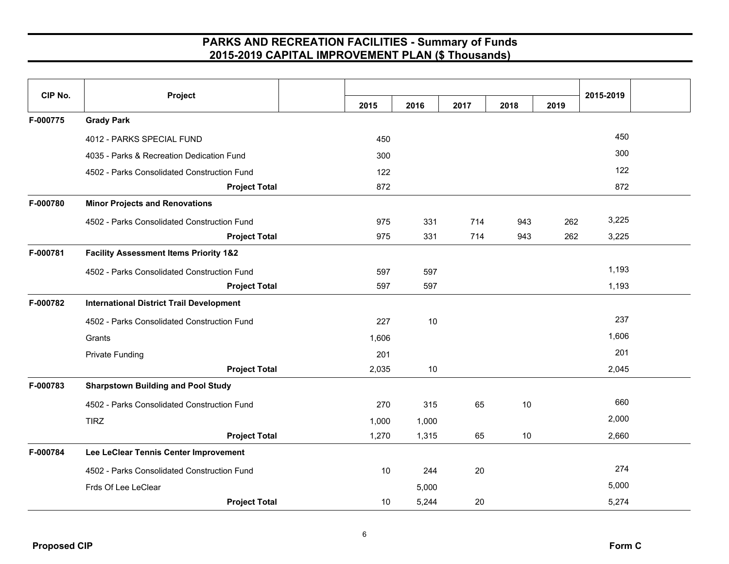# PARKS AND RECREATION FACILITIES - Summary of Funds
## 2015-2019 CAPITAL IMPROVEMENT PLAN ($ Thousands)

| CIP No. | Project | 2015 | 2016 | 2017 | 2018 | 2019 | 2015-2019 |
|---|---|---|---|---|---|---|---|
| F-000775 | **Grady Park** | | | | | | |
| | 4012 - PARKS SPECIAL FUND | 450 | | | | | 450 |
| | 4035 - Parks & Recreation Dedication Fund | 300 | | | | | 300 |
| | 4502 - Parks Consolidated Construction Fund | 122 | | | | | 122 |
| | **Project Total** | 872 | | | | | 872 |
| F-000780 | **Minor Projects and Renovations** | | | | | | |
| | 4502 - Parks Consolidated Construction Fund | 975 | 331 | 714 | 943 | 262 | 3,225 |
| | **Project Total** | 975 | 331 | 714 | 943 | 262 | 3,225 |
| F-000781 | **Facility Assessment Items Priority 1&2** | | | | | | |
| | 4502 - Parks Consolidated Construction Fund | 597 | 597 | | | | 1,193 |
| | **Project Total** | 597 | 597 | | | | 1,193 |
| F-000782 | **International District Trail Development** | | | | | | |
| | 4502 - Parks Consolidated Construction Fund | 227 | 10 | | | | 237 |
| | Grants | 1,606 | | | | | 1,606 |
| | Private Funding | 201 | | | | | 201 |
| | **Project Total** | 2,035 | 10 | | | | 2,045 |
| F-000783 | **Sharpstown Building and Pool Study** | | | | | | |
| | 4502 - Parks Consolidated Construction Fund | 270 | 315 | 65 | 10 | | 660 |
| | TIRZ | 1,000 | 1,000 | | | | 2,000 |
| | **Project Total** | 1,270 | 1,315 | 65 | 10 | | 2,660 |
| F-000784 | **Lee LeClear Tennis Center Improvement** | | | | | | |
| | 4502 - Parks Consolidated Construction Fund | 10 | 244 | 20 | | | 274 |
| | Frds Of Lee LeClear | | 5,000 | | | | 5,000 |
| | **Project Total** | 10 | 5,244 | 20 | | | 5,274 |

**Proposed CIP** **Form C**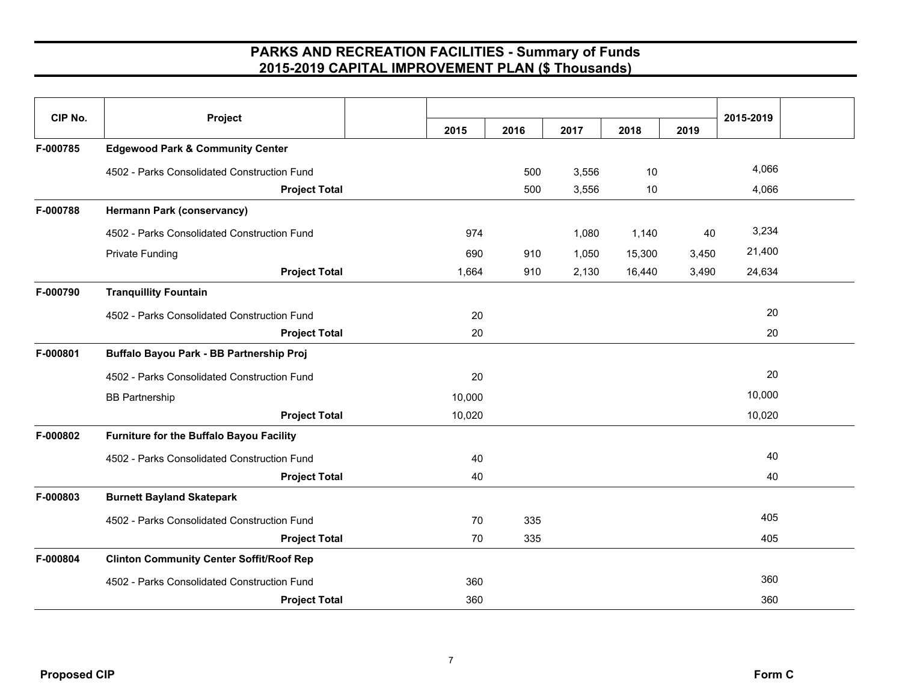# PARKS AND RECREATION FACILITIES - Summary of Funds
## 2015-2019 CAPITAL IMPROVEMENT PLAN ($ Thousands)

| CIP No. | Project | 2015 | 2016 | 2017 | 2018 | 2019 | 2015-2019 |
|---|---|---|---|---|---|---|---|
| F-000785 | **Edgewood Park & Community Center** | | | | | | |
| | 4502 - Parks Consolidated Construction Fund | | 500 | 3,556 | 10 | | 4,066 |
| | **Project Total** | | 500 | 3,556 | 10 | | 4,066 |
| F-000788 | **Hermann Park (conservancy)** | | | | | | |
| | 4502 - Parks Consolidated Construction Fund | 974 | | 1,080 | 1,140 | 40 | 3,234 |
| | Private Funding | 690 | 910 | 1,050 | 15,300 | 3,450 | 21,400 |
| | **Project Total** | 1,664 | 910 | 2,130 | 16,440 | 3,490 | 24,634 |
| F-000790 | **Tranquillity Fountain** | | | | | | |
| | 4502 - Parks Consolidated Construction Fund | 20 | | | | | 20 |
| | **Project Total** | 20 | | | | | 20 |
| F-000801 | **Buffalo Bayou Park - BB Partnership Proj** | | | | | | |
| | 4502 - Parks Consolidated Construction Fund | 20 | | | | | 20 |
| | BB Partnership | 10,000 | | | | | 10,000 |
| | **Project Total** | 10,020 | | | | | 10,020 |
| F-000802 | **Furniture for the Buffalo Bayou Facility** | | | | | | |
| | 4502 - Parks Consolidated Construction Fund | 40 | | | | | 40 |
| | **Project Total** | 40 | | | | | 40 |
| F-000803 | **Burnett Bayland Skatepark** | | | | | | |
| | 4502 - Parks Consolidated Construction Fund | 70 | 335 | | | | 405 |
| | **Project Total** | 70 | 335 | | | | 405 |
| F-000804 | **Clinton Community Center Soffit/Roof Rep** | | | | | | |
| | 4502 - Parks Consolidated Construction Fund | 360 | | | | | 360 |
| | **Project Total** | 360 | | | | | 360 |

**Proposed CIP** **Form C**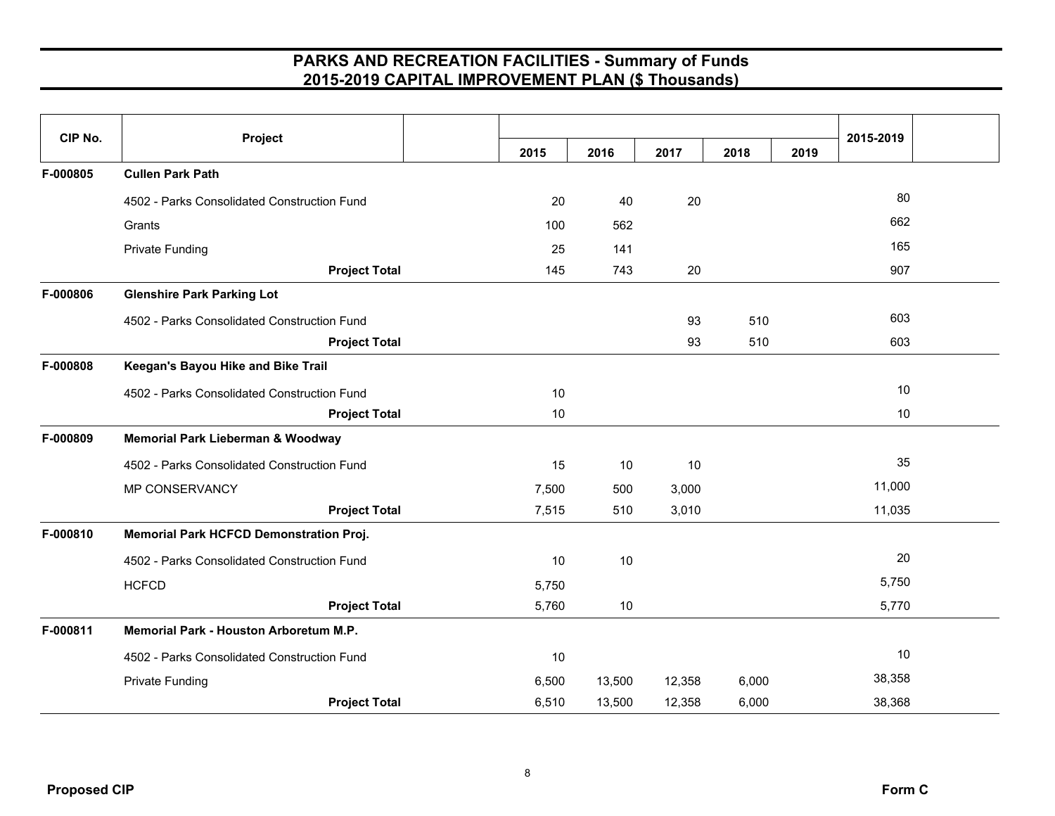# PARKS AND RECREATION FACILITIES - Summary of Funds
## 2015-2019 CAPITAL IMPROVEMENT PLAN ($ Thousands)

| CIP No. | Project | 2015 | 2016 | 2017 | 2018 | 2019 | 2015-2019 |
|---|---|---|---|---|---|---|---|
| F-000805 | **Cullen Park Path** | | | | | | |
| | 4502 - Parks Consolidated Construction Fund | 20 | 40 | 20 | | | 80 |
| | Grants | 100 | 562 | | | | 662 |
| | Private Funding | 25 | 141 | | | | 165 |
| | **Project Total** | 145 | 743 | 20 | | | 907 |
| F-000806 | **Glenshire Park Parking Lot** | | | | | | |
| | 4502 - Parks Consolidated Construction Fund | | | 93 | 510 | | 603 |
| | **Project Total** | | | 93 | 510 | | 603 |
| F-000808 | **Keegan's Bayou Hike and Bike Trail** | | | | | | |
| | 4502 - Parks Consolidated Construction Fund | 10 | | | | | 10 |
| | **Project Total** | 10 | | | | | 10 |
| F-000809 | **Memorial Park Lieberman & Woodway** | | | | | | |
| | 4502 - Parks Consolidated Construction Fund | 15 | 10 | 10 | | | 35 |
| | MP CONSERVANCY | 7,500 | 500 | 3,000 | | | 11,000 |
| | **Project Total** | 7,515 | 510 | 3,010 | | | 11,035 |
| F-000810 | **Memorial Park HCFCD Demonstration Proj.** | | | | | | |
| | 4502 - Parks Consolidated Construction Fund | 10 | 10 | | | | 20 |
| | HCFCD | 5,750 | | | | | 5,750 |
| | **Project Total** | 5,760 | 10 | | | | 5,770 |
| F-000811 | **Memorial Park - Houston Arboretum M.P.** | | | | | | |
| | 4502 - Parks Consolidated Construction Fund | 10 | | | | | 10 |
| | Private Funding | 6,500 | 13,500 | 12,358 | 6,000 | | 38,358 |
| | **Project Total** | 6,510 | 13,500 | 12,358 | 6,000 | | 38,368 |

**Proposed CIP** **Form C**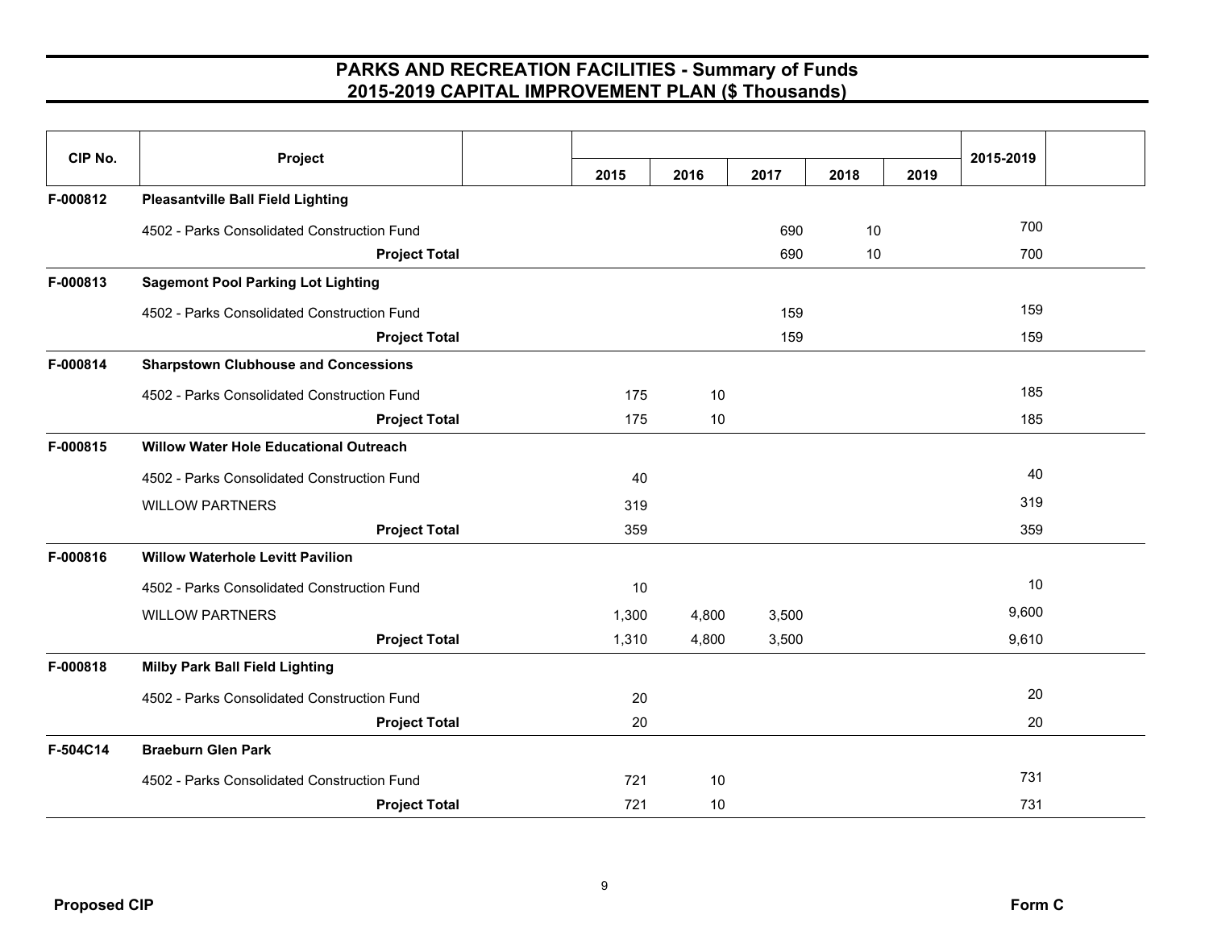# PARKS AND RECREATION FACILITIES - Summary of Funds
## 2015-2019 CAPITAL IMPROVEMENT PLAN ($ Thousands)

| CIP No. | Project | 2015 | 2016 | 2017 | 2018 | 2019 | 2015-2019 |
|---|---|---|---|---|---|---|---|
| **F-000812** | **Pleasantville Ball Field Lighting** | | | | | | |
| | 4502 - Parks Consolidated Construction Fund | | | 690 | 10 | | 700 |
| | **Project Total** | | | 690 | 10 | | 700 |
| **F-000813** | **Sagemont Pool Parking Lot Lighting** | | | | | | |
| | 4502 - Parks Consolidated Construction Fund | | | 159 | | | 159 |
| | **Project Total** | | | 159 | | | 159 |
| **F-000814** | **Sharpstown Clubhouse and Concessions** | | | | | | |
| | 4502 - Parks Consolidated Construction Fund | 175 | 10 | | | | 185 |
| | **Project Total** | 175 | 10 | | | | 185 |
| **F-000815** | **Willow Water Hole Educational Outreach** | | | | | | |
| | 4502 - Parks Consolidated Construction Fund | 40 | | | | | 40 |
| | WILLOW PARTNERS | 319 | | | | | 319 |
| | **Project Total** | 359 | | | | | 359 |
| **F-000816** | **Willow Waterhole Levitt Pavilion** | | | | | | |
| | 4502 - Parks Consolidated Construction Fund | 10 | | | | | 10 |
| | WILLOW PARTNERS | 1,300 | 4,800 | 3,500 | | | 9,600 |
| | **Project Total** | 1,310 | 4,800 | 3,500 | | | 9,610 |
| **F-000818** | **Milby Park Ball Field Lighting** | | | | | | |
| | 4502 - Parks Consolidated Construction Fund | 20 | | | | | 20 |
| | **Project Total** | 20 | | | | | 20 |
| **F-504C14** | **Braeburn Glen Park** | | | | | | |
| | 4502 - Parks Consolidated Construction Fund | 721 | 10 | | | | 731 |
| | **Project Total** | 721 | 10 | | | | 731 |

**Proposed CIP** — **Form C**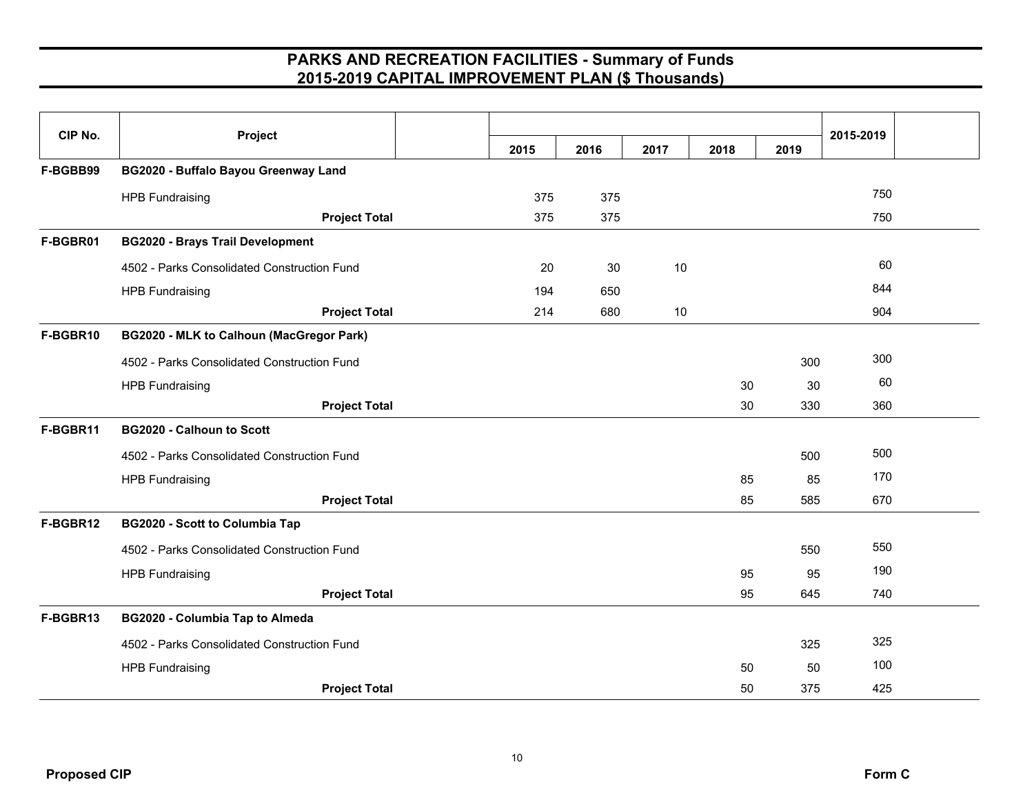# PARKS AND RECREATION FACILITIES - Summary of Funds
## 2015-2019 CAPITAL IMPROVEMENT PLAN ($ Thousands)

| CIP No. | Project | 2015 | 2016 | 2017 | 2018 | 2019 | 2015-2019 |
|---|---|---|---|---|---|---|---|
| **F-BGBB99** | **BG2020 - Buffalo Bayou Greenway Land** | | | | | | |
| | HPB Fundraising | 375 | 375 | | | | 750 |
| | **Project Total** | 375 | 375 | | | | 750 |
| **F-BGBR01** | **BG2020 - Brays Trail Development** | | | | | | |
| | 4502 - Parks Consolidated Construction Fund | 20 | 30 | 10 | | | 60 |
| | HPB Fundraising | 194 | 650 | | | | 844 |
| | **Project Total** | 214 | 680 | 10 | | | 904 |
| **F-BGBR10** | **BG2020 - MLK to Calhoun (MacGregor Park)** | | | | | | |
| | 4502 - Parks Consolidated Construction Fund | | | | | 300 | 300 |
| | HPB Fundraising | | | | 30 | 30 | 60 |
| | **Project Total** | | | | 30 | 330 | 360 |
| **F-BGBR11** | **BG2020 - Calhoun to Scott** | | | | | | |
| | 4502 - Parks Consolidated Construction Fund | | | | | 500 | 500 |
| | HPB Fundraising | | | | 85 | 85 | 170 |
| | **Project Total** | | | | 85 | 585 | 670 |
| **F-BGBR12** | **BG2020 - Scott to Columbia Tap** | | | | | | |
| | 4502 - Parks Consolidated Construction Fund | | | | | 550 | 550 |
| | HPB Fundraising | | | | 95 | 95 | 190 |
| | **Project Total** | | | | 95 | 645 | 740 |
| **F-BGBR13** | **BG2020 - Columbia Tap to Almeda** | | | | | | |
| | 4502 - Parks Consolidated Construction Fund | | | | | 325 | 325 |
| | HPB Fundraising | | | | 50 | 50 | 100 |
| | **Project Total** | | | | 50 | 375 | 425 |

**Proposed CIP** Form C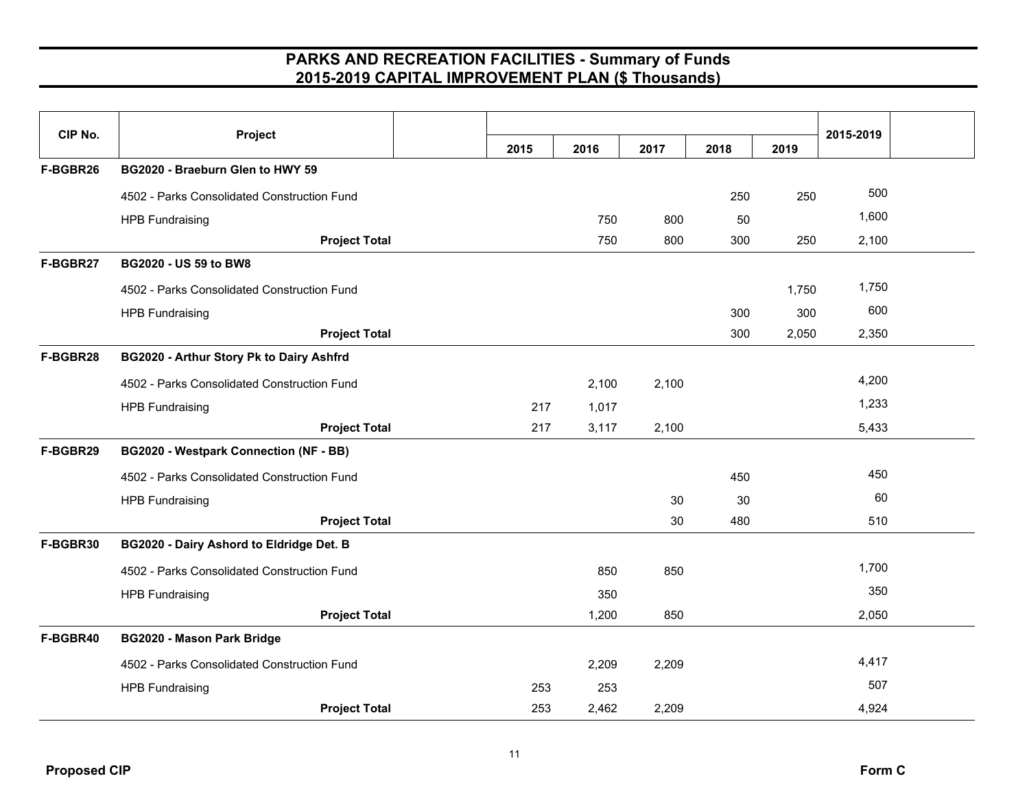# PARKS AND RECREATION FACILITIES - Summary of Funds
## 2015-2019 CAPITAL IMPROVEMENT PLAN ($ Thousands)

| CIP No. | Project | 2015 | 2016 | 2017 | 2018 | 2019 | 2015-2019 |
|---|---|---|---|---|---|---|---|
| F-BGBR26 | **BG2020 - Braeburn Glen to HWY 59** | | | | | | |
| | 4502 - Parks Consolidated Construction Fund | | | | 250 | 250 | 500 |
| | HPB Fundraising | | 750 | 800 | 50 | | 1,600 |
| | **Project Total** | | 750 | 800 | 300 | 250 | 2,100 |
| F-BGBR27 | **BG2020 - US 59 to BW8** | | | | | | |
| | 4502 - Parks Consolidated Construction Fund | | | | | 1,750 | 1,750 |
| | HPB Fundraising | | | | 300 | 300 | 600 |
| | **Project Total** | | | | 300 | 2,050 | 2,350 |
| F-BGBR28 | **BG2020 - Arthur Story Pk to Dairy Ashfrd** | | | | | | |
| | 4502 - Parks Consolidated Construction Fund | | 2,100 | 2,100 | | | 4,200 |
| | HPB Fundraising | 217 | 1,017 | | | | 1,233 |
| | **Project Total** | 217 | 3,117 | 2,100 | | | 5,433 |
| F-BGBR29 | **BG2020 - Westpark Connection (NF - BB)** | | | | | | |
| | 4502 - Parks Consolidated Construction Fund | | | | 450 | | 450 |
| | HPB Fundraising | | | 30 | 30 | | 60 |
| | **Project Total** | | | 30 | 480 | | 510 |
| F-BGBR30 | **BG2020 - Dairy Ashord to Eldridge Det. B** | | | | | | |
| | 4502 - Parks Consolidated Construction Fund | | 850 | 850 | | | 1,700 |
| | HPB Fundraising | | 350 | | | | 350 |
| | **Project Total** | | 1,200 | 850 | | | 2,050 |
| F-BGBR40 | **BG2020 - Mason Park Bridge** | | | | | | |
| | 4502 - Parks Consolidated Construction Fund | | 2,209 | 2,209 | | | 4,417 |
| | HPB Fundraising | 253 | 253 | | | | 507 |
| | **Project Total** | 253 | 2,462 | 2,209 | | | 4,924 |

**Proposed CIP** **Form C**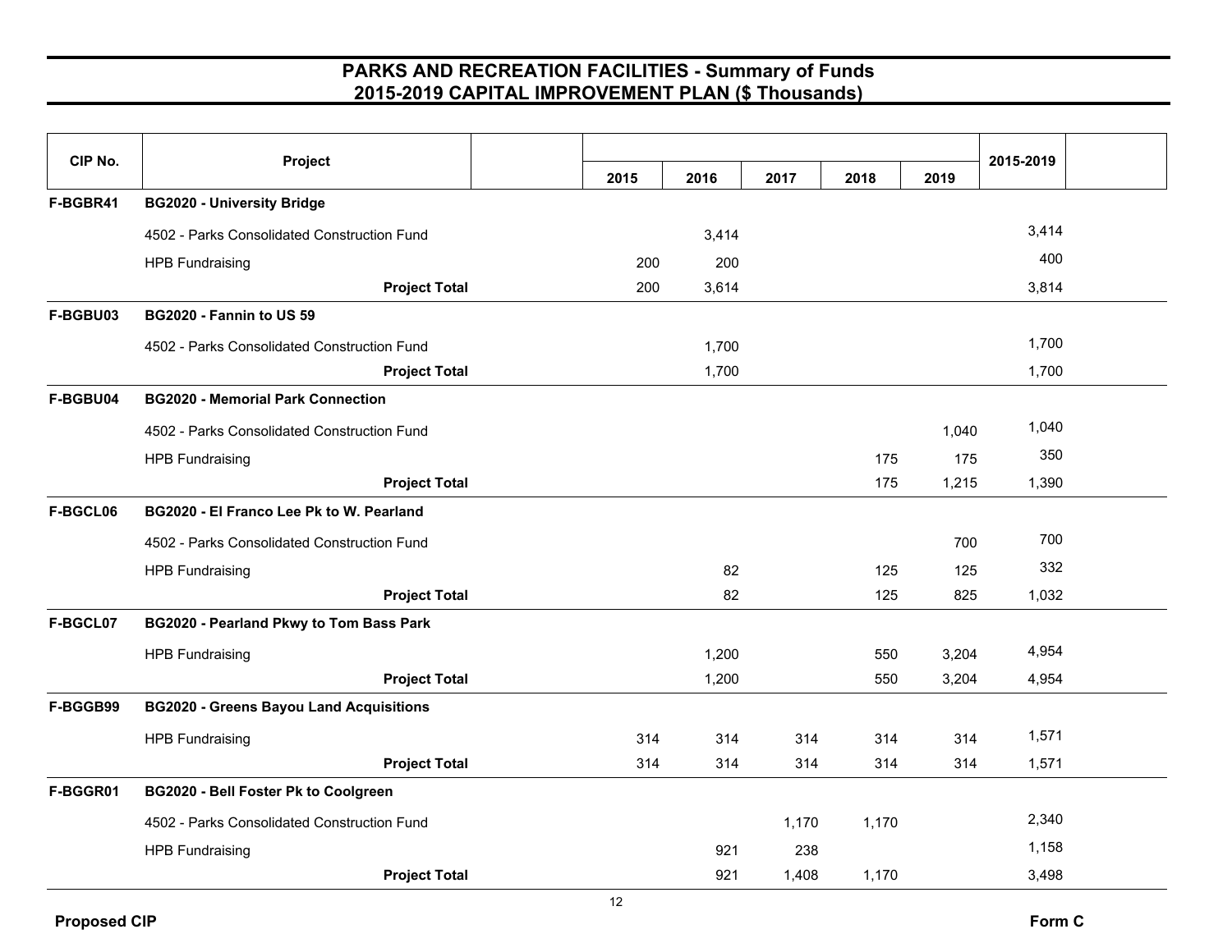# PARKS AND RECREATION FACILITIES - Summary of Funds
## 2015-2019 CAPITAL IMPROVEMENT PLAN ($ Thousands)

| CIP No. | Project | 2015 | 2016 | 2017 | 2018 | 2019 | 2015-2019 |
|---|---|---|---|---|---|---|---|
| F-BGBR41 | **BG2020 - University Bridge** | | | | | | |
| | 4502 - Parks Consolidated Construction Fund | | 3,414 | | | | 3,414 |
| | HPB Fundraising | 200 | 200 | | | | 400 |
| | **Project Total** | 200 | 3,614 | | | | 3,814 |
| F-BGBU03 | **BG2020 - Fannin to US 59** | | | | | | |
| | 4502 - Parks Consolidated Construction Fund | | 1,700 | | | | 1,700 |
| | **Project Total** | | 1,700 | | | | 1,700 |
| F-BGBU04 | **BG2020 - Memorial Park Connection** | | | | | | |
| | 4502 - Parks Consolidated Construction Fund | | | | | 1,040 | 1,040 |
| | HPB Fundraising | | | | 175 | 175 | 350 |
| | **Project Total** | | | | 175 | 1,215 | 1,390 |
| F-BGCL06 | **BG2020 - El Franco Lee Pk to W. Pearland** | | | | | | |
| | 4502 - Parks Consolidated Construction Fund | | | | | 700 | 700 |
| | HPB Fundraising | | 82 | | 125 | 125 | 332 |
| | **Project Total** | | 82 | | 125 | 825 | 1,032 |
| F-BGCL07 | **BG2020 - Pearland Pkwy to Tom Bass Park** | | | | | | |
| | HPB Fundraising | | 1,200 | | 550 | 3,204 | 4,954 |
| | **Project Total** | | 1,200 | | 550 | 3,204 | 4,954 |
| F-BGGB99 | **BG2020 - Greens Bayou Land Acquisitions** | | | | | | |
| | HPB Fundraising | 314 | 314 | 314 | 314 | 314 | 1,571 |
| | **Project Total** | 314 | 314 | 314 | 314 | 314 | 1,571 |
| F-BGGR01 | **BG2020 - Bell Foster Pk to Coolgreen** | | | | | | |
| | 4502 - Parks Consolidated Construction Fund | | | 1,170 | 1,170 | | 2,340 |
| | HPB Fundraising | | 921 | 238 | | | 1,158 |
| | **Project Total** | | 921 | 1,408 | 1,170 | | 3,498 |

Proposed CIP

Form C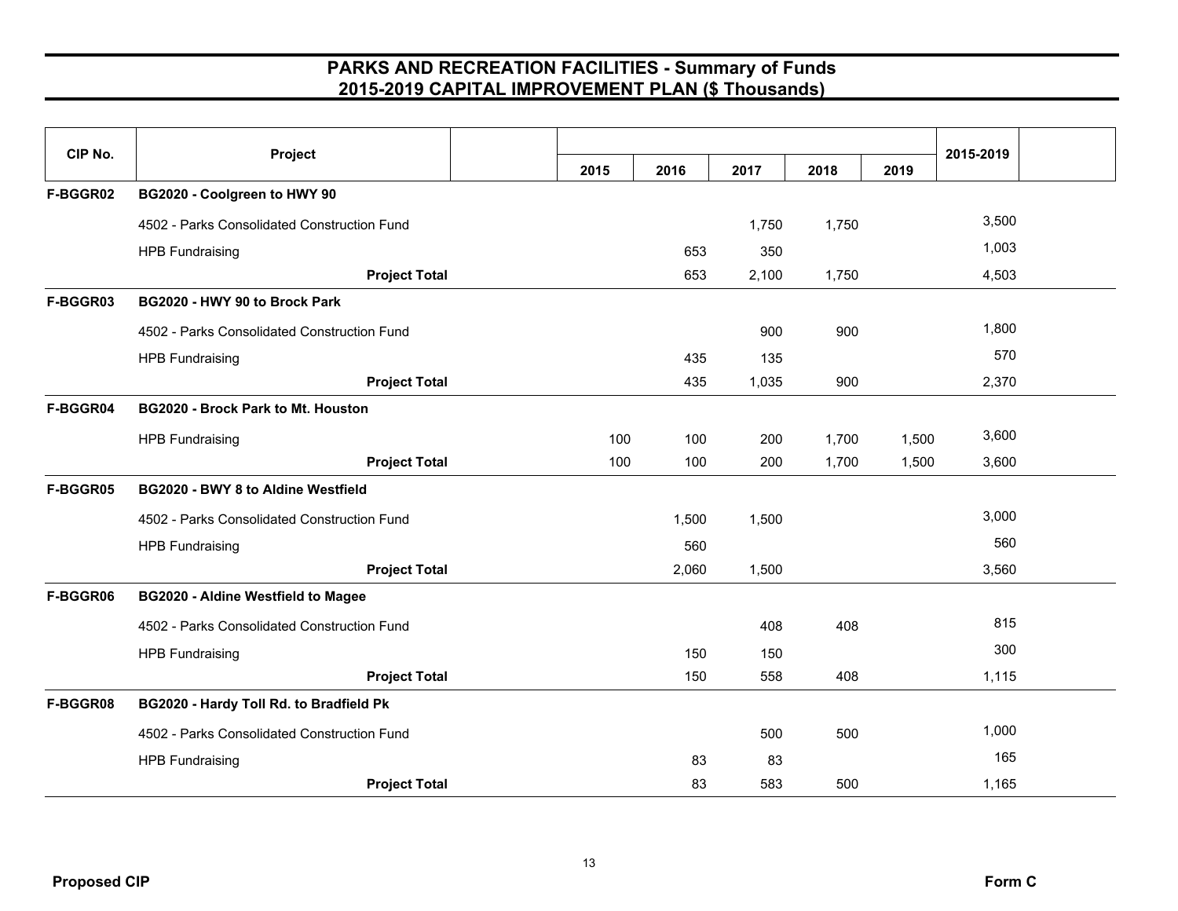# PARKS AND RECREATION FACILITIES - Summary of Funds
## 2015-2019 CAPITAL IMPROVEMENT PLAN ($ Thousands)

| CIP No. | Project | 2015 | 2016 | 2017 | 2018 | 2019 | 2015-2019 |
|---|---|---|---|---|---|---|---|
| F-BGGR02 | **BG2020 - Coolgreen to HWY 90** | | | | | | |
| | 4502 - Parks Consolidated Construction Fund | | | 1,750 | 1,750 | | 3,500 |
| | HPB Fundraising | | 653 | 350 | | | 1,003 |
| | **Project Total** | | 653 | 2,100 | 1,750 | | 4,503 |
| F-BGGR03 | **BG2020 - HWY 90 to Brock Park** | | | | | | |
| | 4502 - Parks Consolidated Construction Fund | | | 900 | 900 | | 1,800 |
| | HPB Fundraising | | 435 | 135 | | | 570 |
| | **Project Total** | | 435 | 1,035 | 900 | | 2,370 |
| F-BGGR04 | **BG2020 - Brock Park to Mt. Houston** | | | | | | |
| | HPB Fundraising | 100 | 100 | 200 | 1,700 | 1,500 | 3,600 |
| | **Project Total** | 100 | 100 | 200 | 1,700 | 1,500 | 3,600 |
| F-BGGR05 | **BG2020 - BWY 8 to Aldine Westfield** | | | | | | |
| | 4502 - Parks Consolidated Construction Fund | | 1,500 | 1,500 | | | 3,000 |
| | HPB Fundraising | | 560 | | | | 560 |
| | **Project Total** | | 2,060 | 1,500 | | | 3,560 |
| F-BGGR06 | **BG2020 - Aldine Westfield to Magee** | | | | | | |
| | 4502 - Parks Consolidated Construction Fund | | | 408 | 408 | | 815 |
| | HPB Fundraising | | 150 | 150 | | | 300 |
| | **Project Total** | | 150 | 558 | 408 | | 1,115 |
| F-BGGR08 | **BG2020 - Hardy Toll Rd. to Bradfield Pk** | | | | | | |
| | 4502 - Parks Consolidated Construction Fund | | | 500 | 500 | | 1,000 |
| | HPB Fundraising | | 83 | 83 | | | 165 |
| | **Project Total** | | 83 | 583 | 500 | | 1,165 |

**Proposed CIP** | **Form C**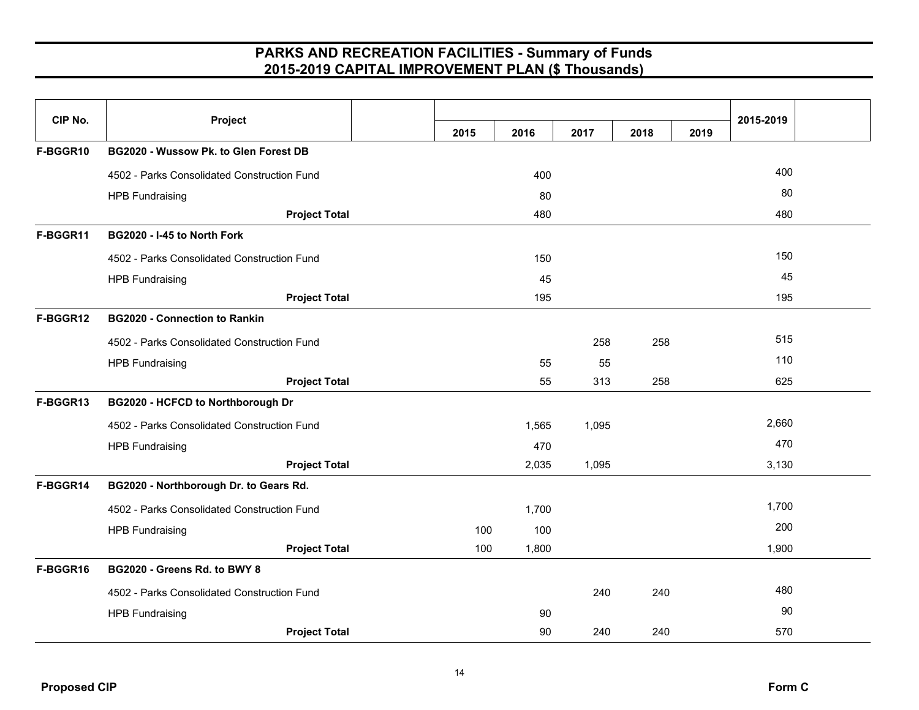# PARKS AND RECREATION FACILITIES - Summary of Funds
# 2015-2019 CAPITAL IMPROVEMENT PLAN ($ Thousands)

| CIP No. | Project | 2015 | 2016 | 2017 | 2018 | 2019 | 2015-2019 |
|---|---|---|---|---|---|---|---|
| **F-BGGR10** | **BG2020 - Wussow Pk. to Glen Forest DB** | | | | | | |
| | 4502 - Parks Consolidated Construction Fund | | 400 | | | | 400 |
| | HPB Fundraising | | 80 | | | | 80 |
| | **Project Total** | | 480 | | | | 480 |
| **F-BGGR11** | **BG2020 - I-45 to North Fork** | | | | | | |
| | 4502 - Parks Consolidated Construction Fund | | 150 | | | | 150 |
| | HPB Fundraising | | 45 | | | | 45 |
| | **Project Total** | | 195 | | | | 195 |
| **F-BGGR12** | **BG2020 - Connection to Rankin** | | | | | | |
| | 4502 - Parks Consolidated Construction Fund | | | 258 | 258 | | 515 |
| | HPB Fundraising | | 55 | 55 | | | 110 |
| | **Project Total** | | 55 | 313 | 258 | | 625 |
| **F-BGGR13** | **BG2020 - HCFCD to Northborough Dr** | | | | | | |
| | 4502 - Parks Consolidated Construction Fund | | 1,565 | 1,095 | | | 2,660 |
| | HPB Fundraising | | 470 | | | | 470 |
| | **Project Total** | | 2,035 | 1,095 | | | 3,130 |
| **F-BGGR14** | **BG2020 - Northborough Dr. to Gears Rd.** | | | | | | |
| | 4502 - Parks Consolidated Construction Fund | | 1,700 | | | | 1,700 |
| | HPB Fundraising | 100 | 100 | | | | 200 |
| | **Project Total** | 100 | 1,800 | | | | 1,900 |
| **F-BGGR16** | **BG2020 - Greens Rd. to BWY 8** | | | | | | |
| | 4502 - Parks Consolidated Construction Fund | | | 240 | 240 | | 480 |
| | HPB Fundraising | | 90 | | | | 90 |
| | **Project Total** | | 90 | 240 | 240 | | 570 |

**Proposed CIP** **Form C**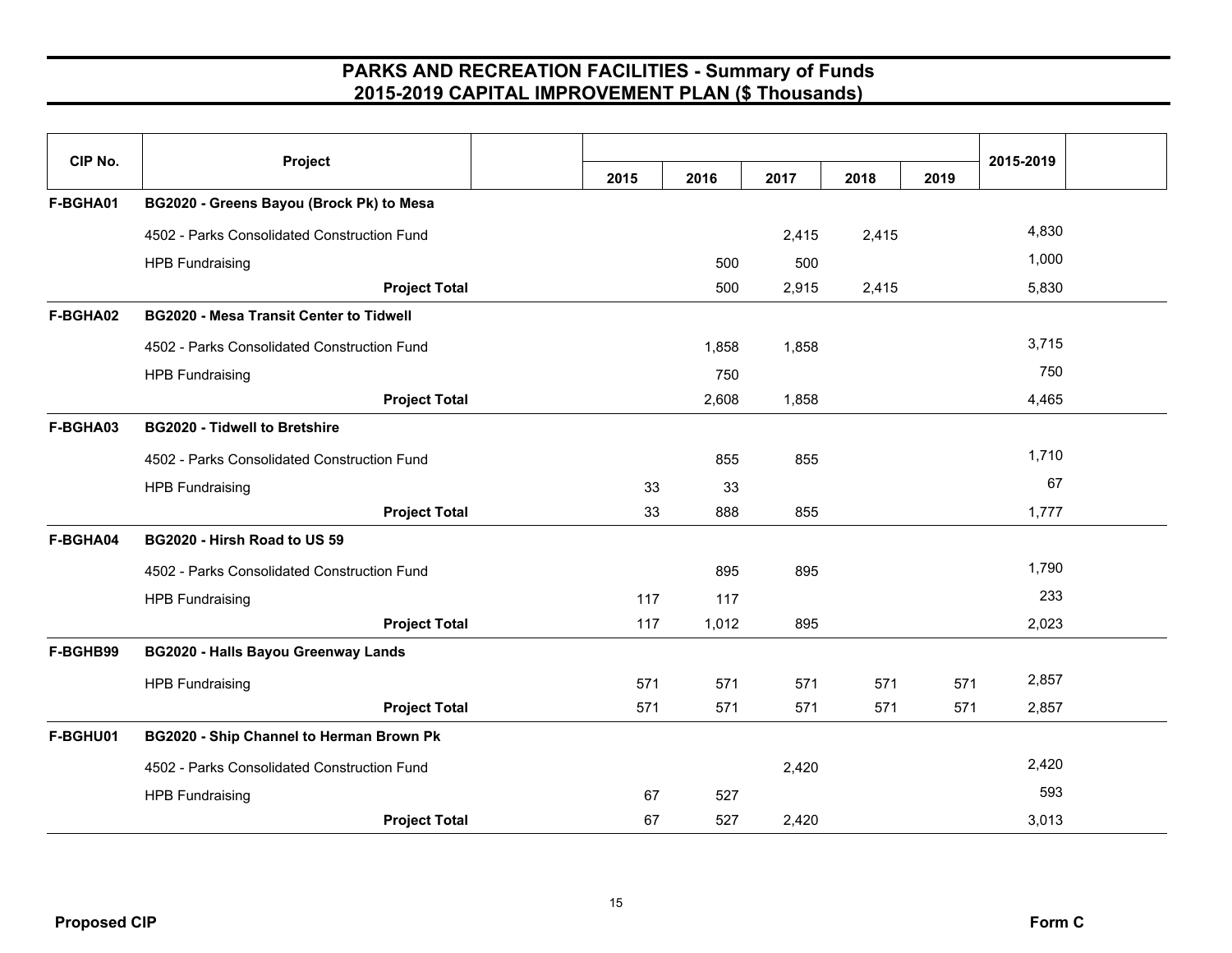# PARKS AND RECREATION FACILITIES - Summary of Funds
## 2015-2019 CAPITAL IMPROVEMENT PLAN ($ Thousands)

| CIP No. | Project | 2015 | 2016 | 2017 | 2018 | 2019 | 2015-2019 |
|---|---|---|---|---|---|---|---|
| F-BGHA01 | **BG2020 - Greens Bayou (Brock Pk) to Mesa** | | | | | | |
| | 4502 - Parks Consolidated Construction Fund | | | 2,415 | 2,415 | | 4,830 |
| | HPB Fundraising | | 500 | 500 | | | 1,000 |
| | **Project Total** | | 500 | 2,915 | 2,415 | | 5,830 |
| F-BGHA02 | **BG2020 - Mesa Transit Center to Tidwell** | | | | | | |
| | 4502 - Parks Consolidated Construction Fund | | 1,858 | 1,858 | | | 3,715 |
| | HPB Fundraising | | 750 | | | | 750 |
| | **Project Total** | | 2,608 | 1,858 | | | 4,465 |
| F-BGHA03 | **BG2020 - Tidwell to Bretshire** | | | | | | |
| | 4502 - Parks Consolidated Construction Fund | | 855 | 855 | | | 1,710 |
| | HPB Fundraising | 33 | 33 | | | | 67 |
| | **Project Total** | 33 | 888 | 855 | | | 1,777 |
| F-BGHA04 | **BG2020 - Hirsh Road to US 59** | | | | | | |
| | 4502 - Parks Consolidated Construction Fund | | 895 | 895 | | | 1,790 |
| | HPB Fundraising | 117 | 117 | | | | 233 |
| | **Project Total** | 117 | 1,012 | 895 | | | 2,023 |
| F-BGHB99 | **BG2020 - Halls Bayou Greenway Lands** | | | | | | |
| | HPB Fundraising | 571 | 571 | 571 | 571 | 571 | 2,857 |
| | **Project Total** | 571 | 571 | 571 | 571 | 571 | 2,857 |
| F-BGHU01 | **BG2020 - Ship Channel to Herman Brown Pk** | | | | | | |
| | 4502 - Parks Consolidated Construction Fund | | | 2,420 | | | 2,420 |
| | HPB Fundraising | 67 | 527 | | | | 593 |
| | **Project Total** | 67 | 527 | 2,420 | | | 3,013 |

Proposed CIP Form C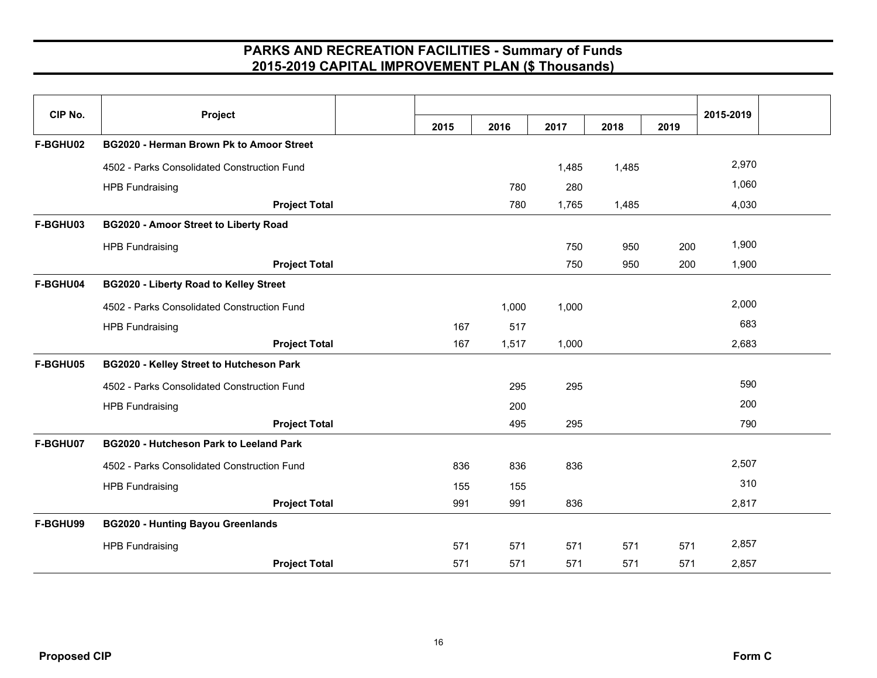# PARKS AND RECREATION FACILITIES - Summary of Funds
## 2015-2019 CAPITAL IMPROVEMENT PLAN ($ Thousands)

| CIP No. | Project | 2015 | 2016 | 2017 | 2018 | 2019 | 2015-2019 |
|---|---|---|---|---|---|---|---|
| **F-BGHU02** | **BG2020 - Herman Brown Pk to Amoor Street** | | | | | | |
| | 4502 - Parks Consolidated Construction Fund | | | 1,485 | 1,485 | | 2,970 |
| | HPB Fundraising | | 780 | 280 | | | 1,060 |
| | **Project Total** | | 780 | 1,765 | 1,485 | | 4,030 |
| **F-BGHU03** | **BG2020 - Amoor Street to Liberty Road** | | | | | | |
| | HPB Fundraising | | | 750 | 950 | 200 | 1,900 |
| | **Project Total** | | | 750 | 950 | 200 | 1,900 |
| **F-BGHU04** | **BG2020 - Liberty Road to Kelley Street** | | | | | | |
| | 4502 - Parks Consolidated Construction Fund | | 1,000 | 1,000 | | | 2,000 |
| | HPB Fundraising | 167 | 517 | | | | 683 |
| | **Project Total** | 167 | 1,517 | 1,000 | | | 2,683 |
| **F-BGHU05** | **BG2020 - Kelley Street to Hutcheson Park** | | | | | | |
| | 4502 - Parks Consolidated Construction Fund | | 295 | 295 | | | 590 |
| | HPB Fundraising | | 200 | | | | 200 |
| | **Project Total** | | 495 | 295 | | | 790 |
| **F-BGHU07** | **BG2020 - Hutcheson Park to Leeland Park** | | | | | | |
| | 4502 - Parks Consolidated Construction Fund | 836 | 836 | 836 | | | 2,507 |
| | HPB Fundraising | 155 | 155 | | | | 310 |
| | **Project Total** | 991 | 991 | 836 | | | 2,817 |
| **F-BGHU99** | **BG2020 - Hunting Bayou Greenlands** | | | | | | |
| | HPB Fundraising | 571 | 571 | 571 | 571 | 571 | 2,857 |
| | **Project Total** | 571 | 571 | 571 | 571 | 571 | 2,857 |

**Proposed CIP** **Form C**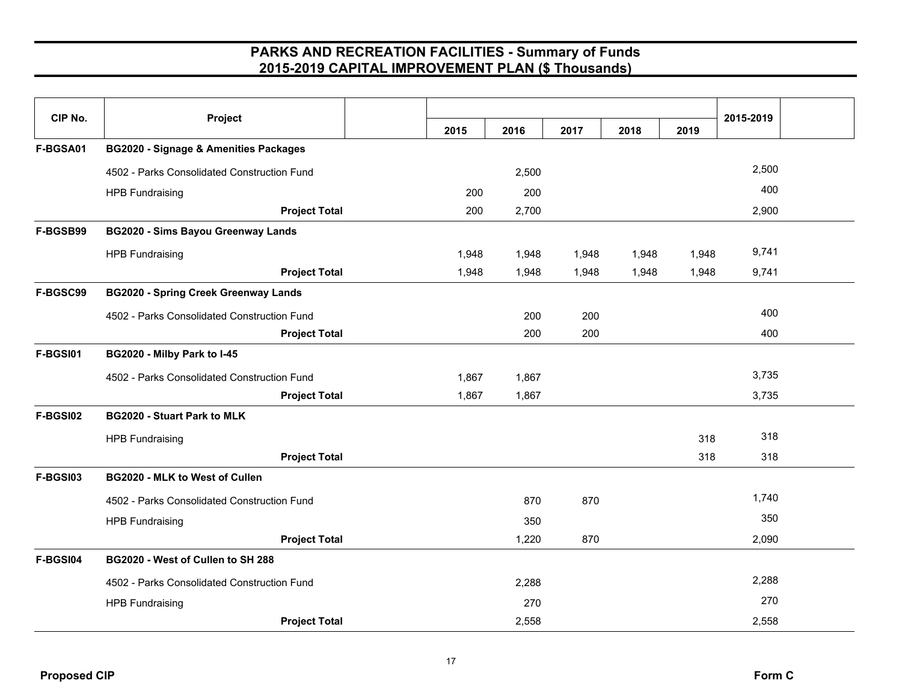# PARKS AND RECREATION FACILITIES - Summary of Funds
## 2015-2019 CAPITAL IMPROVEMENT PLAN ($ Thousands)

| CIP No. | Project | 2015 | 2016 | 2017 | 2018 | 2019 | 2015-2019 |
|---|---|---|---|---|---|---|---|
| F-BGSA01 | **BG2020 - Signage & Amenities Packages** | | | | | | |
| | 4502 - Parks Consolidated Construction Fund | | 2,500 | | | | 2,500 |
| | HPB Fundraising | 200 | 200 | | | | 400 |
| | **Project Total** | 200 | 2,700 | | | | 2,900 |
| F-BGSB99 | **BG2020 - Sims Bayou Greenway Lands** | | | | | | |
| | HPB Fundraising | 1,948 | 1,948 | 1,948 | 1,948 | 1,948 | 9,741 |
| | **Project Total** | 1,948 | 1,948 | 1,948 | 1,948 | 1,948 | 9,741 |
| F-BGSC99 | **BG2020 - Spring Creek Greenway Lands** | | | | | | |
| | 4502 - Parks Consolidated Construction Fund | | 200 | 200 | | | 400 |
| | **Project Total** | | 200 | 200 | | | 400 |
| F-BGSI01 | **BG2020 - Milby Park to I-45** | | | | | | |
| | 4502 - Parks Consolidated Construction Fund | 1,867 | 1,867 | | | | 3,735 |
| | **Project Total** | 1,867 | 1,867 | | | | 3,735 |
| F-BGSI02 | **BG2020 - Stuart Park to MLK** | | | | | | |
| | HPB Fundraising | | | | | 318 | 318 |
| | **Project Total** | | | | | 318 | 318 |
| F-BGSI03 | **BG2020 - MLK to West of Cullen** | | | | | | |
| | 4502 - Parks Consolidated Construction Fund | | 870 | 870 | | | 1,740 |
| | HPB Fundraising | | 350 | | | | 350 |
| | **Project Total** | | 1,220 | 870 | | | 2,090 |
| F-BGSI04 | **BG2020 - West of Cullen to SH 288** | | | | | | |
| | 4502 - Parks Consolidated Construction Fund | | 2,288 | | | | 2,288 |
| | HPB Fundraising | | 270 | | | | 270 |
| | **Project Total** | | 2,558 | | | | 2,558 |

**Proposed CIP** **Form C**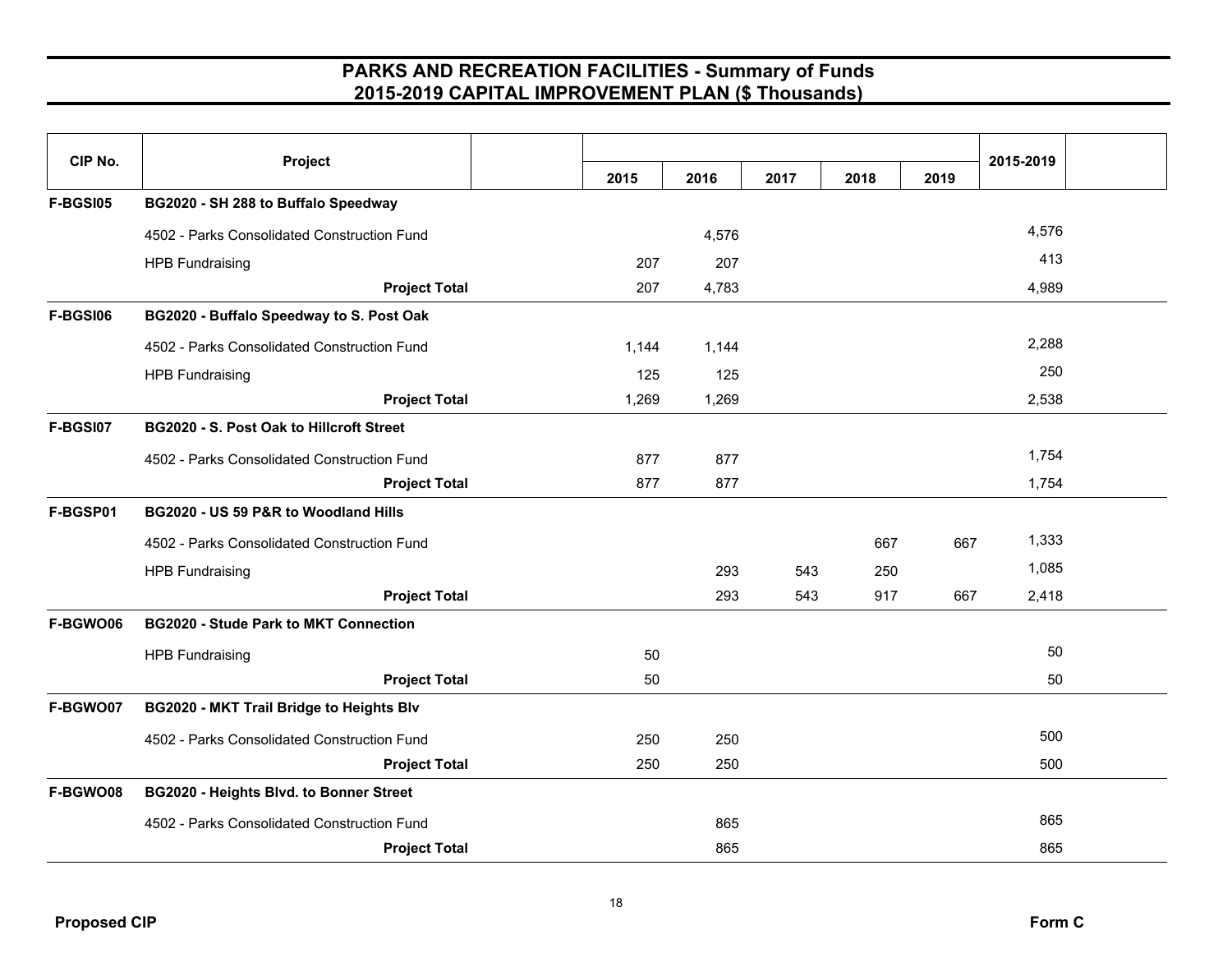## PARKS AND RECREATION FACILITIES - Summary of Funds
## 2015-2019 CAPITAL IMPROVEMENT PLAN ($ Thousands)

| CIP No. | Project | 2015 | 2016 | 2017 | 2018 | 2019 | 2015-2019 |
|---|---|---|---|---|---|---|---|
| **F-BGSI05** | **BG2020 - SH 288 to Buffalo Speedway** | | | | | | |
| | 4502 - Parks Consolidated Construction Fund | | 4,576 | | | | 4,576 |
| | HPB Fundraising | 207 | 207 | | | | 413 |
| | **Project Total** | 207 | 4,783 | | | | 4,989 |
| **F-BGSI06** | **BG2020 - Buffalo Speedway to S. Post Oak** | | | | | | |
| | 4502 - Parks Consolidated Construction Fund | 1,144 | 1,144 | | | | 2,288 |
| | HPB Fundraising | 125 | 125 | | | | 250 |
| | **Project Total** | 1,269 | 1,269 | | | | 2,538 |
| **F-BGSI07** | **BG2020 - S. Post Oak to Hillcroft Street** | | | | | | |
| | 4502 - Parks Consolidated Construction Fund | 877 | 877 | | | | 1,754 |
| | **Project Total** | 877 | 877 | | | | 1,754 |
| **F-BGSP01** | **BG2020 - US 59 P&R to Woodland Hills** | | | | | | |
| | 4502 - Parks Consolidated Construction Fund | | | | 667 | 667 | 1,333 |
| | HPB Fundraising | | 293 | 543 | 250 | | 1,085 |
| | **Project Total** | | 293 | 543 | 917 | 667 | 2,418 |
| **F-BGWO06** | **BG2020 - Stude Park to MKT Connection** | | | | | | |
| | HPB Fundraising | 50 | | | | | 50 |
| | **Project Total** | 50 | | | | | 50 |
| **F-BGWO07** | **BG2020 - MKT Trail Bridge to Heights Blv** | | | | | | |
| | 4502 - Parks Consolidated Construction Fund | 250 | 250 | | | | 500 |
| | **Project Total** | 250 | 250 | | | | 500 |
| **F-BGWO08** | **BG2020 - Heights Blvd. to Bonner Street** | | | | | | |
| | 4502 - Parks Consolidated Construction Fund | | 865 | | | | 865 |
| | **Project Total** | | 865 | | | | 865 |

**Proposed CIP** **Form C**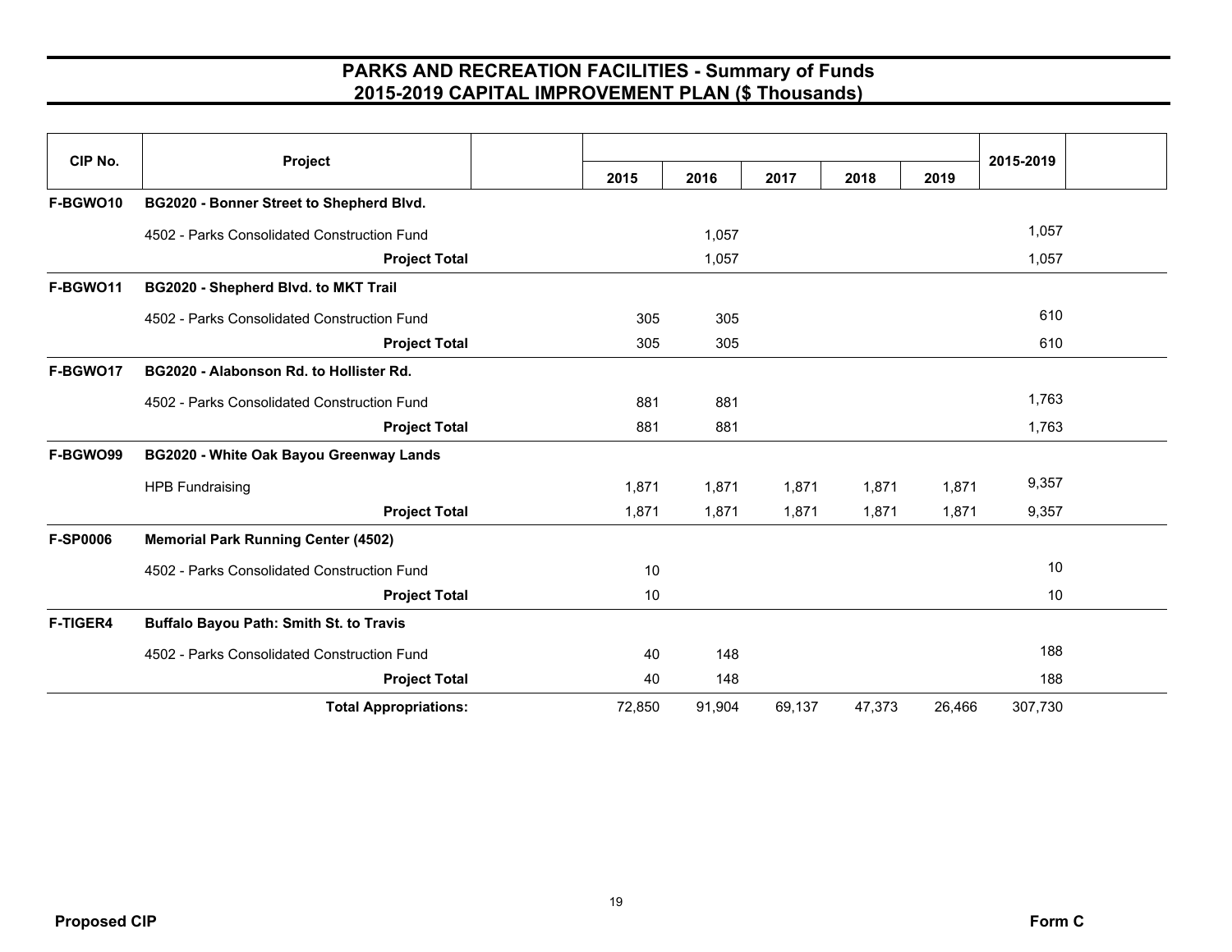## PARKS AND RECREATION FACILITIES - Summary of Funds
## 2015-2019 CAPITAL IMPROVEMENT PLAN ($ Thousands)

| CIP No. | Project | 2015 | 2016 | 2017 | 2018 | 2019 | 2015-2019 |
|---|---|---|---|---|---|---|---|
| **F-BGWO10** | **BG2020 - Bonner Street to Shepherd Blvd.** | | | | | | |
| | 4502 - Parks Consolidated Construction Fund | | 1,057 | | | | 1,057 |
| | **Project Total** | | 1,057 | | | | 1,057 |
| **F-BGWO11** | **BG2020 - Shepherd Blvd. to MKT Trail** | | | | | | |
| | 4502 - Parks Consolidated Construction Fund | 305 | 305 | | | | 610 |
| | **Project Total** | 305 | 305 | | | | 610 |
| **F-BGWO17** | **BG2020 - Alabonson Rd. to Hollister Rd.** | | | | | | |
| | 4502 - Parks Consolidated Construction Fund | 881 | 881 | | | | 1,763 |
| | **Project Total** | 881 | 881 | | | | 1,763 |
| **F-BGWO99** | **BG2020 - White Oak Bayou Greenway Lands** | | | | | | |
| | HPB Fundraising | 1,871 | 1,871 | 1,871 | 1,871 | 1,871 | 9,357 |
| | **Project Total** | 1,871 | 1,871 | 1,871 | 1,871 | 1,871 | 9,357 |
| **F-SP0006** | **Memorial Park Running Center (4502)** | | | | | | |
| | 4502 - Parks Consolidated Construction Fund | 10 | | | | | 10 |
| | **Project Total** | 10 | | | | | 10 |
| **F-TIGER4** | **Buffalo Bayou Path: Smith St. to Travis** | | | | | | |
| | 4502 - Parks Consolidated Construction Fund | 40 | 148 | | | | 188 |
| | **Project Total** | 40 | 148 | | | | 188 |
| | **Total Appropriations:** | 72,850 | 91,904 | 69,137 | 47,373 | 26,466 | 307,730 |

**Proposed CIP** **Form C**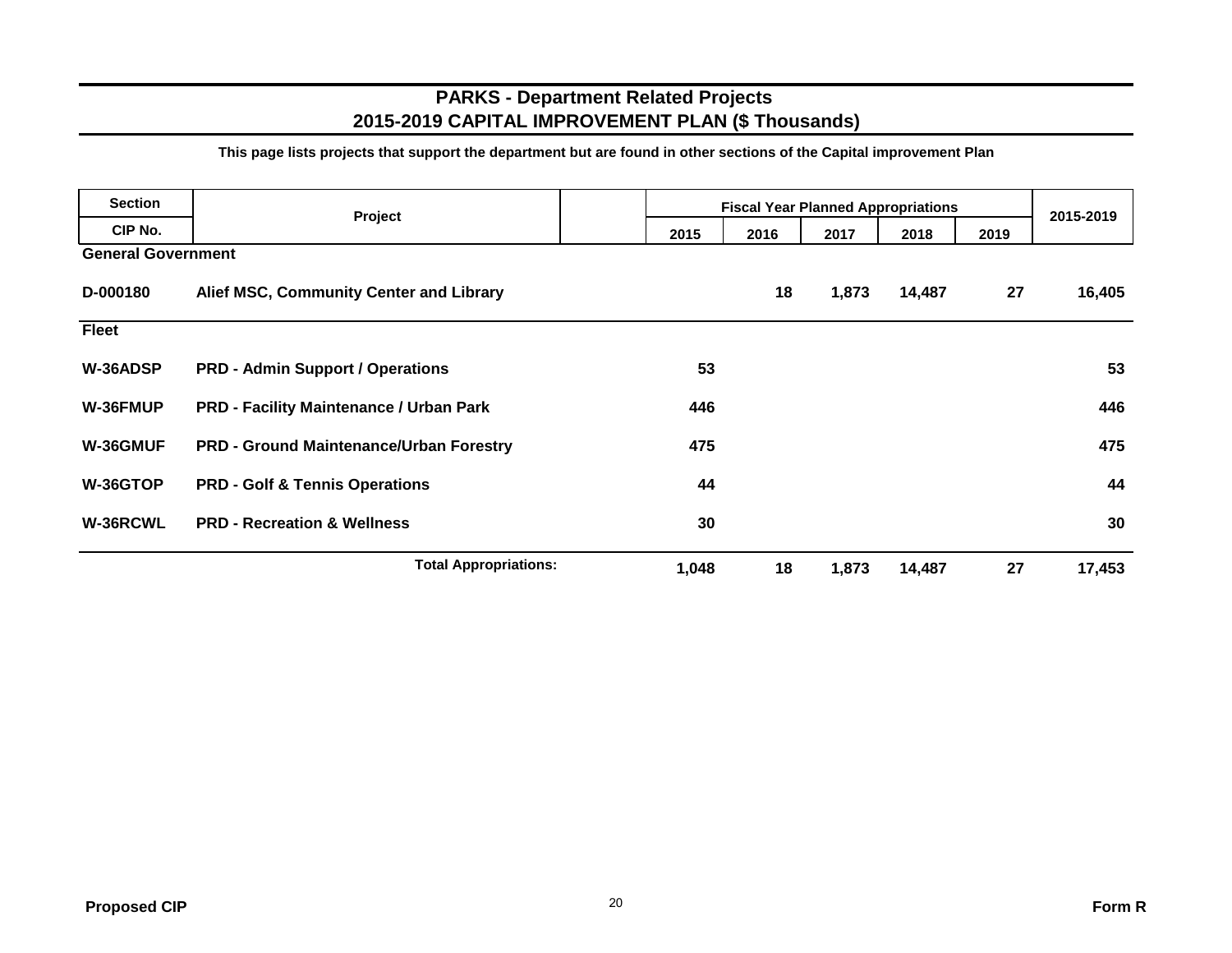# PARKS - Department Related Projects
## 2015-2019 CAPITAL IMPROVEMENT PLAN ($ Thousands)

**This page lists projects that support the department but are found in other sections of the Capital improvement Plan**

| Section | Project | Fiscal Year Planned Appropriations | | | | | 2015-2019 |
|---|---|---|---|---|---|---|---|
| CIP No. | | 2015 | 2016 | 2017 | 2018 | 2019 | |
| **General Government** | | | | | | | |
| **D-000180** | **Alief MSC, Community Center and Library** | | **18** | **1,873** | **14,487** | **27** | **16,405** |
| **Fleet** | | | | | | | |
| **W-36ADSP** | **PRD - Admin Support / Operations** | **53** | | | | | **53** |
| **W-36FMUP** | **PRD - Facility Maintenance / Urban Park** | **446** | | | | | **446** |
| **W-36GMUF** | **PRD - Ground Maintenance/Urban Forestry** | **475** | | | | | **475** |
| **W-36GTOP** | **PRD - Golf & Tennis Operations** | **44** | | | | | **44** |
| **W-36RCWL** | **PRD - Recreation & Wellness** | **30** | | | | | **30** |
| | **Total Appropriations:** | **1,048** | **18** | **1,873** | **14,487** | **27** | **17,453** |

**Proposed CIP** **Form R**